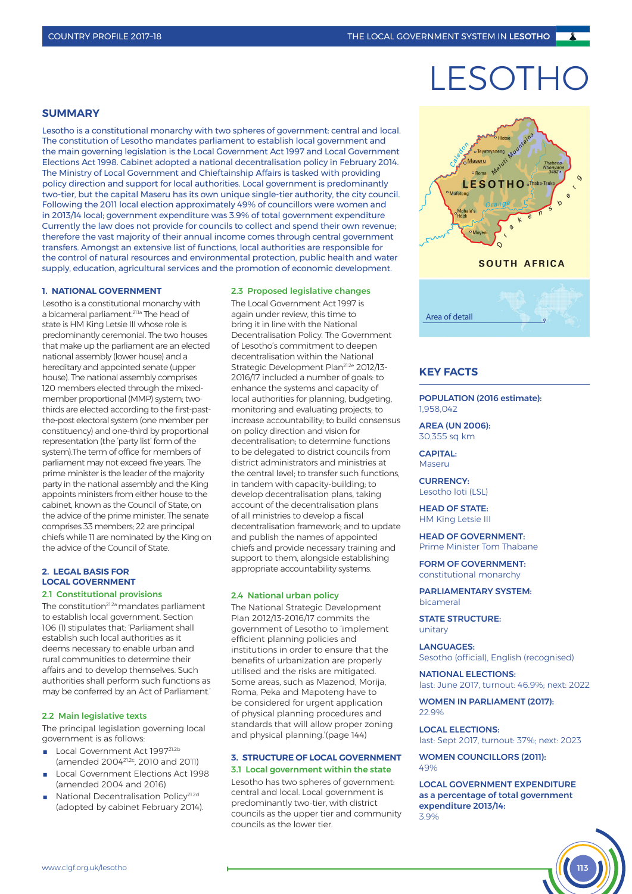# LESOTHO

## SUMMARY

Lesotho is a constitutional monarchy with two spheres of government: central and local. The constitution of Lesotho mandates parliament to establish local government and the main governing legislation is the Local Government Act 1997 and Local Government Elections Act 1998. Cabinet adopted a national decentralisation policy in February 2014. The Ministry of Local Government and Chieftainship Affairs is tasked with providing policy direction and support for local authorities. Local government is predominantly two-tier, but the capital Maseru has its own unique single-tier authority, the city council. Following the 2011 local election approximately 49% of councillors were women and in 2013/14 local; government expenditure was 3.9% of total government expenditure Currently the law does not provide for councils to collect and spend their own revenue; therefore the vast majority of their annual income comes through central government transfers. Amongst an extensive list of functions, local authorities are responsible for the control of natural resources and environmental protection, public health and water supply, education, agricultural services and the promotion of economic development.

### 1. NATIONAL GOVERNMENT

Lesotho is a constitutional monarchy with a bicameral parliament.[21.1a] The head of state is HM King Letsie III whose role is predominantly ceremonial. The two houses that make up the parliament are an elected national assembly (lower house) and a hereditary and appointed senate (upper house). The national assembly comprises 120 members elected through the mixed-member proportional (MMP) system; two-thirds are elected according to the first-past-the-post electoral system (one member per constituency) and one-third by proportional representation (the 'party list' form of the system).The term of office for members of parliament may not exceed five years. The prime minister is the leader of the majority party in the national assembly and the King appoints ministers from either house to the cabinet, known as the Council of State, on the advice of the prime minister. The senate comprises 33 members; 22 are principal chiefs while 11 are nominated by the King on the advice of the Council of State.

### 2. LEGAL BASIS FOR LOCAL GOVERNMENT

#### 2.1 Constitutional provisions

The constitution[21.2a] mandates parliament to establish local government. Section 106 (1) stipulates that: 'Parliament shall establish such local authorities as it deems necessary to enable urban and rural communities to determine their affairs and to develop themselves. Such authorities shall perform such functions as may be conferred by an Act of Parliament.'

#### 2.2 Main legislative texts

The principal legislation governing local government is as follows:

- Local Government Act 1997[21.2b] (amended 2004[21.2c], 2010 and 2011)
- Local Government Elections Act 1998 (amended 2004 and 2016)
- National Decentralisation Policy[21.2d] (adopted by cabinet February 2014).

#### 2.3 Proposed legislative changes

The Local Government Act 1997 is again under review, this time to bring it in line with the National Decentralisation Policy. The Government of Lesotho's commitment to deepen decentralisation within the National Strategic Development Plan[21.2e] 2012/13-2016/17 included a number of goals: to enhance the systems and capacity of local authorities for planning, budgeting, monitoring and evaluating projects; to increase accountability; to build consensus on policy direction and vision for decentralisation; to determine functions to be delegated to district councils from district administrators and ministries at the central level; to transfer such functions, in tandem with capacity-building; to develop decentralisation plans, taking account of the decentralisation plans of all ministries to develop a fiscal decentralisation framework; and to update and publish the names of appointed chiefs and provide necessary training and support to them, alongside establishing appropriate accountability systems.

#### 2.4 National urban policy

The National Strategic Development Plan 2012/13-2016/17 commits the government of Lesotho to 'implement efficient planning policies and institutions in order to ensure that the benefits of urbanization are properly utilised and the risks are mitigated. Some areas, such as Mazenod, Morija, Roma, Peka and Mapoteng have to be considered for urgent application of physical planning procedures and standards that will allow proper zoning and physical planning.'(page 144)

### 3. STRUCTURE OF LOCAL GOVERNMENT

#### 3.1 Local government within the state

Lesotho has two spheres of government: central and local. Local government is predominantly two-tier, with district councils as the upper tier and community councils as the lower tier.

## KEY FACTS

**POPULATION (2016 estimate):**
1,958,042

**AREA (UN 2006):**
30,355 sq km

**CAPITAL:**
Maseru

**CURRENCY:**
Lesotho loti (LSL)

**HEAD OF STATE:**
HM King Letsie III

**HEAD OF GOVERNMENT:**
Prime Minister Tom Thabane

**FORM OF GOVERNMENT:**
constitutional monarchy

**PARLIAMENTARY SYSTEM:**
bicameral

**STATE STRUCTURE:**
unitary

**LANGUAGES:**
Sesotho (official), English (recognised)

**NATIONAL ELECTIONS:**
last: June 2017, turnout: 46.9%; next: 2022

**WOMEN IN PARLIAMENT (2017):**
22.9%

**LOCAL ELECTIONS:**
last: Sept 2017, turnout: 37%; next: 2023

**WOMEN COUNCILLORS (2011):**
49%

**LOCAL GOVERNMENT EXPENDITURE as a percentage of total government expenditure 2013/14:**
3.9%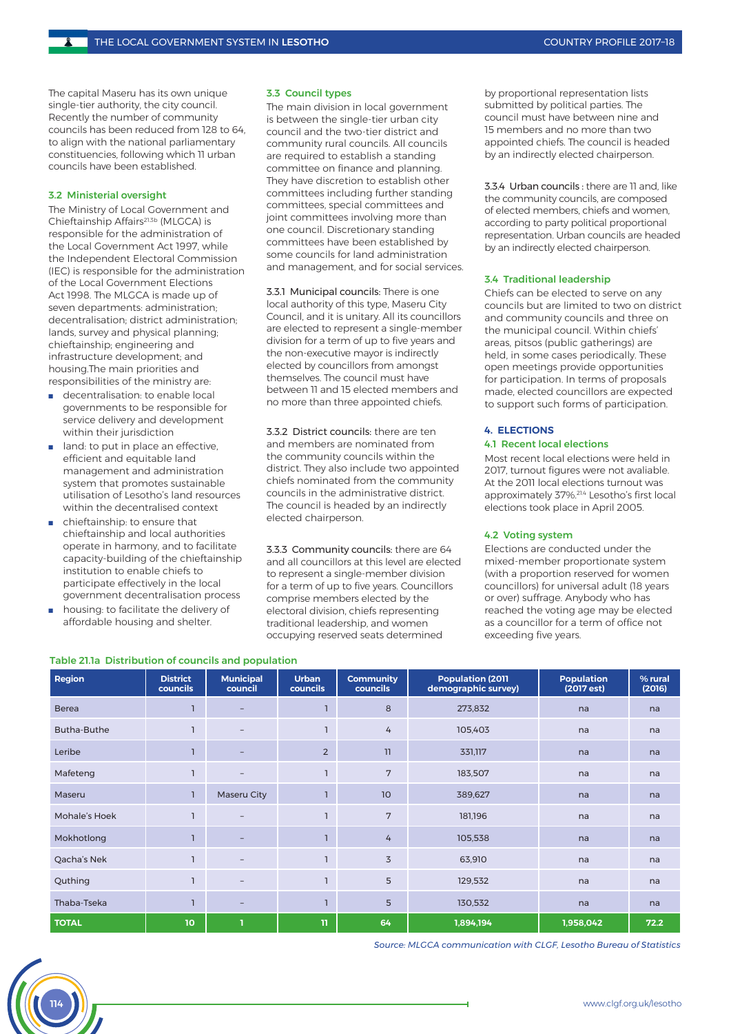The capital Maseru has its own unique single-tier authority, the city council. Recently the number of community councils has been reduced from 128 to 64, to align with the national parliamentary constituencies, following which 11 urban councils have been established.

### 3.2 Ministerial oversight

The Ministry of Local Government and Chieftainship Affairs[21.3b] (MLGCA) is responsible for the administration of the Local Government Act 1997, while the Independent Electoral Commission (IEC) is responsible for the administration of the Local Government Elections Act 1998. The MLGCA is made up of seven departments: administration; decentralisation; district administration; lands, survey and physical planning; chieftainship; engineering and infrastructure development; and housing.The main priorities and responsibilities of the ministry are:

- decentralisation: to enable local governments to be responsible for service delivery and development within their jurisdiction
- land: to put in place an effective, efficient and equitable land management and administration system that promotes sustainable utilisation of Lesotho's land resources within the decentralised context
- chieftainship: to ensure that chieftainship and local authorities operate in harmony, and to facilitate capacity-building of the chieftainship institution to enable chiefs to participate effectively in the local government decentralisation process
- housing: to facilitate the delivery of affordable housing and shelter.

### 3.3 Council types

The main division in local government is between the single-tier urban city council and the two-tier district and community rural councils. All councils are required to establish a standing committee on finance and planning. They have discretion to establish other committees including further standing committees, special committees and joint committees involving more than one council. Discretionary standing committees have been established by some councils for land administration and management, and for social services.

3.3.1 Municipal councils: There is one local authority of this type, Maseru City Council, and it is unitary. All its councillors are elected to represent a single-member division for a term of up to five years and the non-executive mayor is indirectly elected by councillors from amongst themselves. The council must have between 11 and 15 elected members and no more than three appointed chiefs.

3.3.2 District councils: there are ten and members are nominated from the community councils within the district. They also include two appointed chiefs nominated from the community councils in the administrative district. The council is headed by an indirectly elected chairperson.

3.3.3 Community councils: there are 64 and all councillors at this level are elected to represent a single-member division for a term of up to five years. Councillors comprise members elected by the electoral division, chiefs representing traditional leadership, and women occupying reserved seats determined by proportional representation lists submitted by political parties. The council must have between nine and 15 members and no more than two appointed chiefs. The council is headed by an indirectly elected chairperson.

3.3.4 Urban councils : there are 11 and, like the community councils, are composed of elected members, chiefs and women, according to party political proportional representation. Urban councils are headed by an indirectly elected chairperson.

### 3.4 Traditional leadership

Chiefs can be elected to serve on any councils but are limited to two on district and community councils and three on the municipal council. Within chiefs' areas, pitsos (public gatherings) are held, in some cases periodically. These open meetings provide opportunities for participation. In terms of proposals made, elected councillors are expected to support such forms of participation.

## 4. ELECTIONS

### 4.1 Recent local elections

Most recent local elections were held in 2017, turnout figures were not avaliable. At the 2011 local elections turnout was approximately 37%.[21.4] Lesotho's first local elections took place in April 2005.

### 4.2 Voting system

Elections are conducted under the mixed-member proportionate system (with a proportion reserved for women councillors) for universal adult (18 years or over) suffrage. Anybody who has reached the voting age may be elected as a councillor for a term of office not exceeding five years.

**Table 21.1a Distribution of councils and population**

| Region | District councils | Municipal council | Urban councils | Community councils | Population (2011 demographic survey) | Population (2017 est) | % rural (2016) |
|---|---|---|---|---|---|---|---|
| Berea | 1 | – | 1 | 8 | 273,832 | na | na |
| Butha-Buthe | 1 | – | 1 | 4 | 105,403 | na | na |
| Leribe | 1 | – | 2 | 11 | 331,117 | na | na |
| Mafeteng | 1 | – | 1 | 7 | 183,507 | na | na |
| Maseru | 1 | Maseru City | 1 | 10 | 389,627 | na | na |
| Mohale's Hoek | 1 | – | 1 | 7 | 181,196 | na | na |
| Mokhotlong | 1 | – | 1 | 4 | 105,538 | na | na |
| Qacha's Nek | 1 | – | 1 | 3 | 63,910 | na | na |
| Quthing | 1 | – | 1 | 5 | 129,532 | na | na |
| Thaba-Tseka | 1 | – | 1 | 5 | 130,532 | na | na |
| **TOTAL** | **10** | **1** | **11** | **64** | **1,894,194** | **1,958,042** | **72.2** |

*Source: MLGCA communication with CLGF, Lesotho Bureau of Statistics*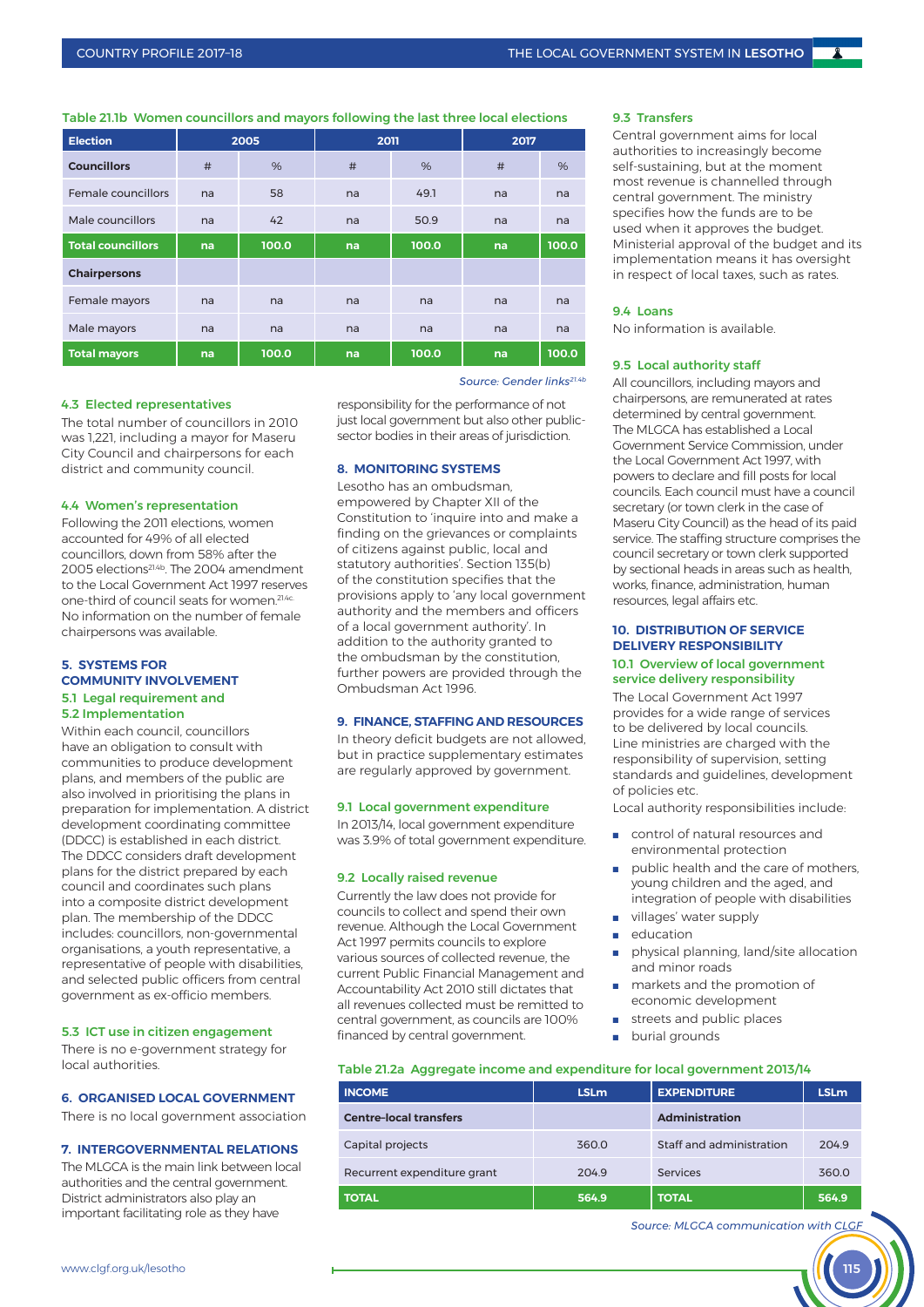**Table 21.1b Women councillors and mayors following the last three local elections**

| Election | 2005 | | 2011 | | 2017 | |
|---|---|---|---|---|---|---|
| **Councillors** | # | % | # | % | # | % |
| Female councillors | na | 58 | na | 49.1 | na | na |
| Male councillors | na | 42 | na | 50.9 | na | na |
| **Total councillors** | **na** | **100.0** | **na** | **100.0** | **na** | **100.0** |
| **Chairpersons** | | | | | | |
| Female mayors | na | na | na | na | na | na |
| Male mayors | na | na | na | na | na | na |
| **Total mayors** | **na** | **100.0** | **na** | **100.0** | **na** | **100.0** |

*Source: Gender links[21.4b]*

### 4.3 Elected representatives

The total number of councillors in 2010 was 1,221, including a mayor for Maseru City Council and chairpersons for each district and community council.

### 4.4 Women's representation

Following the 2011 elections, women accounted for 49% of all elected councillors, down from 58% after the 2005 elections[21.4b]. The 2004 amendment to the Local Government Act 1997 reserves one-third of council seats for women.[21.4c] No information on the number of female chairpersons was available.

## 5. SYSTEMS FOR COMMUNITY INVOLVEMENT

### 5.1 Legal requirement and 5.2 Implementation

Within each council, councillors have an obligation to consult with communities to produce development plans, and members of the public are also involved in prioritising the plans in preparation for implementation. A district development coordinating committee (DDCC) is established in each district. The DDCC considers draft development plans for the district prepared by each council and coordinates such plans into a composite district development plan. The membership of the DDCC includes: councillors, non-governmental organisations, a youth representative, a representative of people with disabilities, and selected public officers from central government as ex-officio members.

### 5.3 ICT use in citizen engagement

There is no e-government strategy for local authorities.

## 6. ORGANISED LOCAL GOVERNMENT

There is no local government association

## 7. INTERGOVERNMENTAL RELATIONS

The MLGCA is the main link between local authorities and the central government. District administrators also play an important facilitating role as they have responsibility for the performance of not just local government but also other public-sector bodies in their areas of jurisdiction.

## 8. MONITORING SYSTEMS

Lesotho has an ombudsman, empowered by Chapter XII of the Constitution to 'inquire into and make a finding on the grievances or complaints of citizens against public, local and statutory authorities'. Section 135(b) of the constitution specifies that the provisions apply to 'any local government authority and the members and officers of a local government authority'. In addition to the authority granted to the ombudsman by the constitution, further powers are provided through the Ombudsman Act 1996.

## 9. FINANCE, STAFFING AND RESOURCES

In theory deficit budgets are not allowed, but in practice supplementary estimates are regularly approved by government.

### 9.1 Local government expenditure

In 2013/14, local government expenditure was 3.9% of total government expenditure.

### 9.2 Locally raised revenue

Currently the law does not provide for councils to collect and spend their own revenue. Although the Local Government Act 1997 permits councils to explore various sources of collected revenue, the current Public Financial Management and Accountability Act 2010 still dictates that all revenues collected must be remitted to central government, as councils are 100% financed by central government.

### 9.3 Transfers

Central government aims for local authorities to increasingly become self-sustaining, but at the moment most revenue is channelled through central government. The ministry specifies how the funds are to be used when it approves the budget. Ministerial approval of the budget and its implementation means it has oversight in respect of local taxes, such as rates.

### 9.4 Loans

No information is available.

### 9.5 Local authority staff

All councillors, including mayors and chairpersons, are remunerated at rates determined by central government. The MLGCA has established a Local Government Service Commission, under the Local Government Act 1997, with powers to declare and fill posts for local councils. Each council must have a council secretary (or town clerk in the case of Maseru City Council) as the head of its paid service. The staffing structure comprises the council secretary or town clerk supported by sectional heads in areas such as health, works, finance, administration, human resources, legal affairs etc.

## 10. DISTRIBUTION OF SERVICE DELIVERY RESPONSIBILITY

### 10.1 Overview of local government service delivery responsibility

The Local Government Act 1997 provides for a wide range of services to be delivered by local councils. Line ministries are charged with the responsibility of supervision, setting standards and guidelines, development of policies etc.

Local authority responsibilities include:

- control of natural resources and environmental protection
- public health and the care of mothers, young children and the aged, and integration of people with disabilities
- villages' water supply
- education
- physical planning, land/site allocation and minor roads
- markets and the promotion of economic development
- streets and public places
- burial grounds

**Table 21.2a Aggregate income and expenditure for local government 2013/14**

| INCOME | LSLm | EXPENDITURE | LSLm |
|---|---|---|---|
| **Centre-local transfers** | | **Administration** | |
| Capital projects | 360.0 | Staff and administration | 204.9 |
| Recurrent expenditure grant | 204.9 | Services | 360.0 |
| **TOTAL** | **564.9** | **TOTAL** | **564.9** |

*Source: MLGCA communication with CLGF*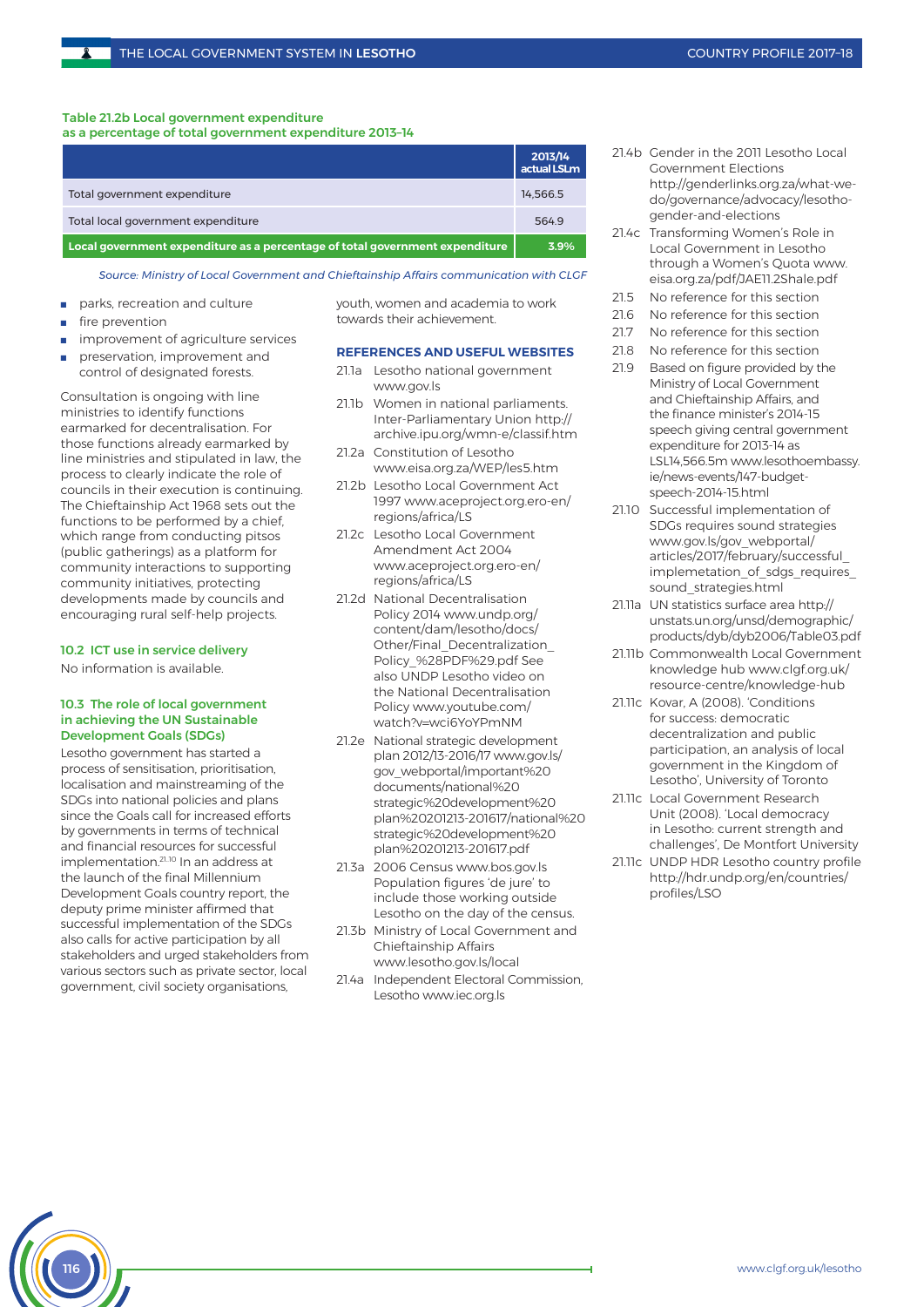**Table 21.2b Local government expenditure as a percentage of total government expenditure 2013–14**

| | 2013/14 actual LSLm |
|---|---|
| Total government expenditure | 14,566.5 |
| Total local government expenditure | 564.9 |
| **Local government expenditure as a percentage of total government expenditure** | **3.9%** |

*Source: Ministry of Local Government and Chieftainship Affairs communication with CLGF*

- parks, recreation and culture
- fire prevention
- improvement of agriculture services
- preservation, improvement and control of designated forests.

Consultation is ongoing with line ministries to identify functions earmarked for decentralisation. For those functions already earmarked by line ministries and stipulated in law, the process to clearly indicate the role of councils in their execution is continuing. The Chieftainship Act 1968 sets out the functions to be performed by a chief, which range from conducting pitsos (public gatherings) as a platform for community interactions to supporting community initiatives, protecting developments made by councils and encouraging rural self-help projects.

### 10.2 ICT use in service delivery

No information is available.

### 10.3 The role of local government in achieving the UN Sustainable Development Goals (SDGs)

Lesotho government has started a process of sensitisation, prioritisation, localisation and mainstreaming of the SDGs into national policies and plans since the Goals call for increased efforts by governments in terms of technical and financial resources for successful implementation.[21.10] In an address at the launch of the final Millennium Development Goals country report, the deputy prime minister affirmed that successful implementation of the SDGs also calls for active participation by all stakeholders and urged stakeholders from various sectors such as private sector, local government, civil society organisations, youth, women and academia to work towards their achievement.

### REFERENCES AND USEFUL WEBSITES

- 21.1a Lesotho national government www.gov.ls
- 21.1b Women in national parliaments. Inter-Parliamentary Union http://archive.ipu.org/wmn-e/classif.htm
- 21.2a Constitution of Lesotho www.eisa.org.za/WEP/les5.htm
- 21.2b Lesotho Local Government Act 1997 www.aceproject.org.ero-en/regions/africa/LS
- 21.2c Lesotho Local Government Amendment Act 2004 www.aceproject.org.ero-en/regions/africa/LS
- 21.2d National Decentralisation Policy 2014 www.undp.org/content/dam/lesotho/docs/Other/Final_Decentralization_Policy_%28PDF%29.pdf See also UNDP Lesotho video on the National Decentralisation Policy www.youtube.com/watch?v=wci6YoYPmNM
- 21.2e National strategic development plan 2012/13-2016/17 www.gov.ls/gov_webportal/important%20documents/national%20strategic%20development%20plan%20201213-201617/national%20strategic%20development%20plan%20201213-201617.pdf
- 21.3a 2006 Census www.bos.gov.ls Population figures 'de jure' to include those working outside Lesotho on the day of the census.
- 21.3b Ministry of Local Government and Chieftainship Affairs www.lesotho.gov.ls/local
- 21.4a Independent Electoral Commission, Lesotho www.iec.org.ls
- 21.4b Gender in the 2011 Lesotho Local Government Elections http://genderlinks.org.za/what-we-do/governance/advocacy/lesotho-gender-and-elections
- 21.4c Transforming Women's Role in Local Government in Lesotho through a Women's Quota www.eisa.org.za/pdf/JAE11.2Shale.pdf
- 21.5 No reference for this section
- 21.6 No reference for this section
- 21.7 No reference for this section
- 21.8 No reference for this section
- 21.9 Based on figure provided by the Ministry of Local Government and Chieftainship Affairs, and the finance minister's 2014-15 speech giving central government expenditure for 2013-14 as LSL14,566.5m www.lesothoembassy.ie/news-events/147-budget-speech-2014-15.html
- 21.10 Successful implementation of SDGs requires sound strategies www.gov.ls/gov_webportal/articles/2017/february/successful_implemetation_of_sdgs_requires_sound_strategies.html
- 21.11a UN statistics surface area http://unstats.un.org/unsd/demographic/products/dyb/dyb2006/Table03.pdf
- 21.11b Commonwealth Local Government knowledge hub www.clgf.org.uk/resource-centre/knowledge-hub
- 21.11c Kovar, A (2008). 'Conditions for success: democratic decentralization and public participation, an analysis of local government in the Kingdom of Lesotho', University of Toronto
- 21.11c Local Government Research Unit (2008). 'Local democracy in Lesotho: current strength and challenges', De Montfort University
- 21.11c UNDP HDR Lesotho country profile http://hdr.undp.org/en/countries/profiles/LSO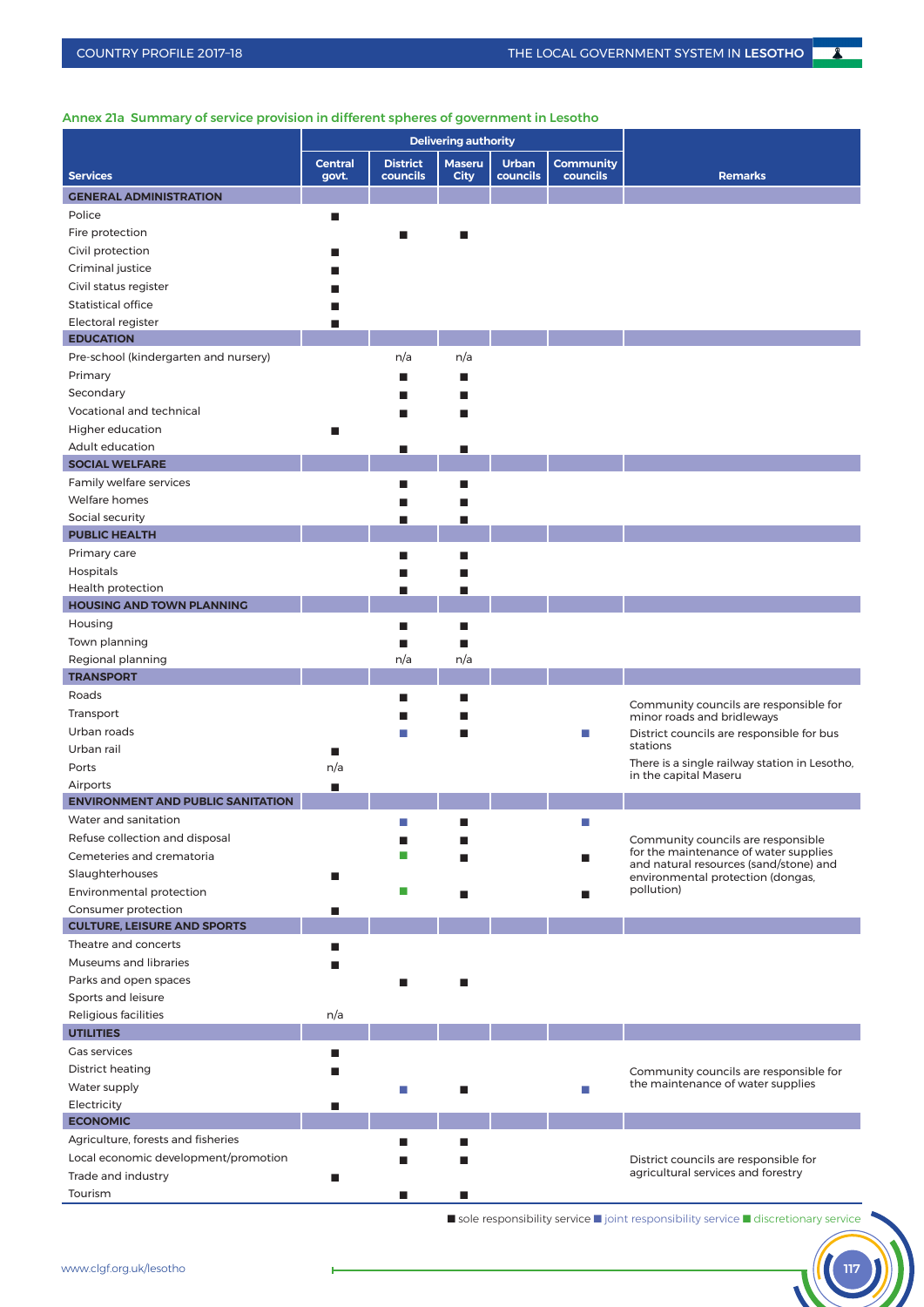### Annex 21a Summary of service provision in different spheres of government in Lesotho

| Services | Delivering authority | | | | | Remarks |
|---|---|---|---|---|---|---|
| | Central govt. | District councils | Maseru City | Urban councils | Community councils | |
| **GENERAL ADMINISTRATION** | | | | | | |
| Police | ■ | | | | | |
| Fire protection | | ■ | ■ | | | |
| Civil protection | ■ | | | | | |
| Criminal justice | ■ | | | | | |
| Civil status register | ■ | | | | | |
| Statistical office | ■ | | | | | |
| Electoral register | ■ | | | | | |
| **EDUCATION** | | | | | | |
| Pre-school (kindergarten and nursery) | | n/a | n/a | | | |
| Primary | | ■ | ■ | | | |
| Secondary | | ■ | ■ | | | |
| Vocational and technical | | ■ | ■ | | | |
| Higher education | ■ | | | | | |
| Adult education | | ■ | ■ | | | |
| **SOCIAL WELFARE** | | | | | | |
| Family welfare services | | ■ | ■ | | | |
| Welfare homes | | ■ | ■ | | | |
| Social security | | ■ | ■ | | | |
| **PUBLIC HEALTH** | | | | | | |
| Primary care | | ■ | ■ | | | |
| Hospitals | | ■ | ■ | | | |
| Health protection | | ■ | ■ | | | |
| **HOUSING AND TOWN PLANNING** | | | | | | |
| Housing | | ■ | ■ | | | |
| Town planning | | ■ | ■ | | | |
| Regional planning | | n/a | n/a | | | |
| **TRANSPORT** | | | | | | |
| Roads | | ■ | ■ | | | Community councils are responsible for minor roads and bridleways |
| Transport | | ■ | ■ | | | District councils are responsible for bus stations |
| Urban roads | | ■ (joint) | ■ | | ■ (joint) | |
| Urban rail | ■ | | | | | There is a single railway station in Lesotho, in the capital Maseru |
| Ports | n/a | | | | | |
| Airports | ■ | | | | | |
| **ENVIRONMENT AND PUBLIC SANITATION** | | | | | | |
| Water and sanitation | | ■ (joint) | ■ | | ■ (joint) | Community councils are responsible for the maintenance of water supplies and natural resources (sand/stone) and environmental protection (dongas, pollution) |
| Refuse collection and disposal | | ■ | ■ | | | |
| Cemeteries and crematoria | | ■ (discretionary) | ■ | | ■ | |
| Slaughterhouses | ■ | | | | | |
| Environmental protection | | ■ (discretionary) | ■ | | ■ | |
| Consumer protection | ■ | | | | | |
| **CULTURE, LEISURE AND SPORTS** | | | | | | |
| Theatre and concerts | ■ | | | | | |
| Museums and libraries | ■ | | | | | |
| Parks and open spaces | | ■ | ■ | | | |
| Sports and leisure | | | | | | |
| Religious facilities | n/a | | | | | |
| **UTILITIES** | | | | | | |
| Gas services | ■ | | | | | Community councils are responsible for the maintenance of water supplies |
| District heating | ■ | | | | | |
| Water supply | | ■ (joint) | ■ | | ■ (joint) | |
| Electricity | ■ | | | | | |
| **ECONOMIC** | | | | | | |
| Agriculture, forests and fisheries | | ■ | ■ | | | District councils are responsible for agricultural services and forestry |
| Local economic development/promotion | | ■ | ■ | | | |
| Trade and industry | ■ | | | | | |
| Tourism | | ■ | ■ | | | |

■ sole responsibility service ■ joint responsibility service ■ discretionary service